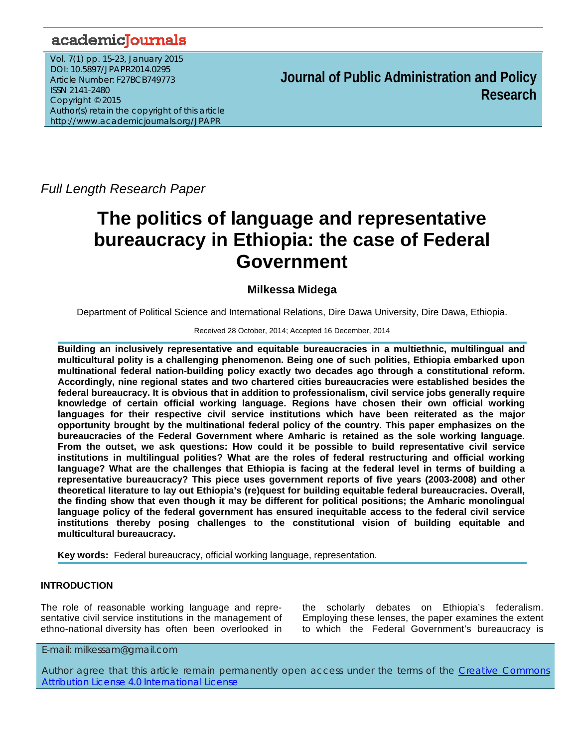academicJournals

Vol. 7(1) pp. 15-23, January 2015
DOI: 10.5897/JPAPR2014.0295
Article Number: F27BCB749773
ISSN 2141-2480
Copyright © 2015
Author(s) retain the copyright of this article
http://www.academicjournals.org/JPAPR

**Journal of Public Administration and Policy Research**

*Full Length Research Paper*

# The politics of language and representative bureaucracy in Ethiopia: the case of Federal Government

**Milkessa Midega**

Department of Political Science and International Relations, Dire Dawa University, Dire Dawa, Ethiopia.

Received 28 October, 2014; Accepted 16 December, 2014

**Building an inclusively representative and equitable bureaucracies in a multiethnic, multilingual and multicultural polity is a challenging phenomenon. Being one of such polities, Ethiopia embarked upon multinational federal nation-building policy exactly two decades ago through a constitutional reform. Accordingly, nine regional states and two chartered cities bureaucracies were established besides the federal bureaucracy. It is obvious that in addition to professionalism, civil service jobs generally require knowledge of certain official working language. Regions have chosen their own official working languages for their respective civil service institutions which have been reiterated as the major opportunity brought by the multinational federal policy of the country. This paper emphasizes on the bureaucracies of the Federal Government where Amharic is retained as the sole working language. From the outset, we ask questions: How could it be possible to build representative civil service institutions in multilingual polities? What are the roles of federal restructuring and official working language? What are the challenges that Ethiopia is facing at the federal level in terms of building a representative bureaucracy? This piece uses government reports of five years (2003-2008) and other theoretical literature to lay out Ethiopia's (re)quest for building equitable federal bureaucracies. Overall, the finding show that even though it may be different for political positions; the Amharic monolingual language policy of the federal government has ensured inequitable access to the federal civil service institutions thereby posing challenges to the constitutional vision of building equitable and multicultural bureaucracy.**

**Key words:** Federal bureaucracy, official working language, representation.

## INTRODUCTION

The role of reasonable working language and representative civil service institutions in the management of ethno-national diversity has often been overlooked in the scholarly debates on Ethiopia's federalism. Employing these lenses, the paper examines the extent to which the Federal Government's bureaucracy is

E-mail: milkessam@gmail.com

Author agree that this article remain permanently open access under the terms of the Creative Commons Attribution License 4.0 International License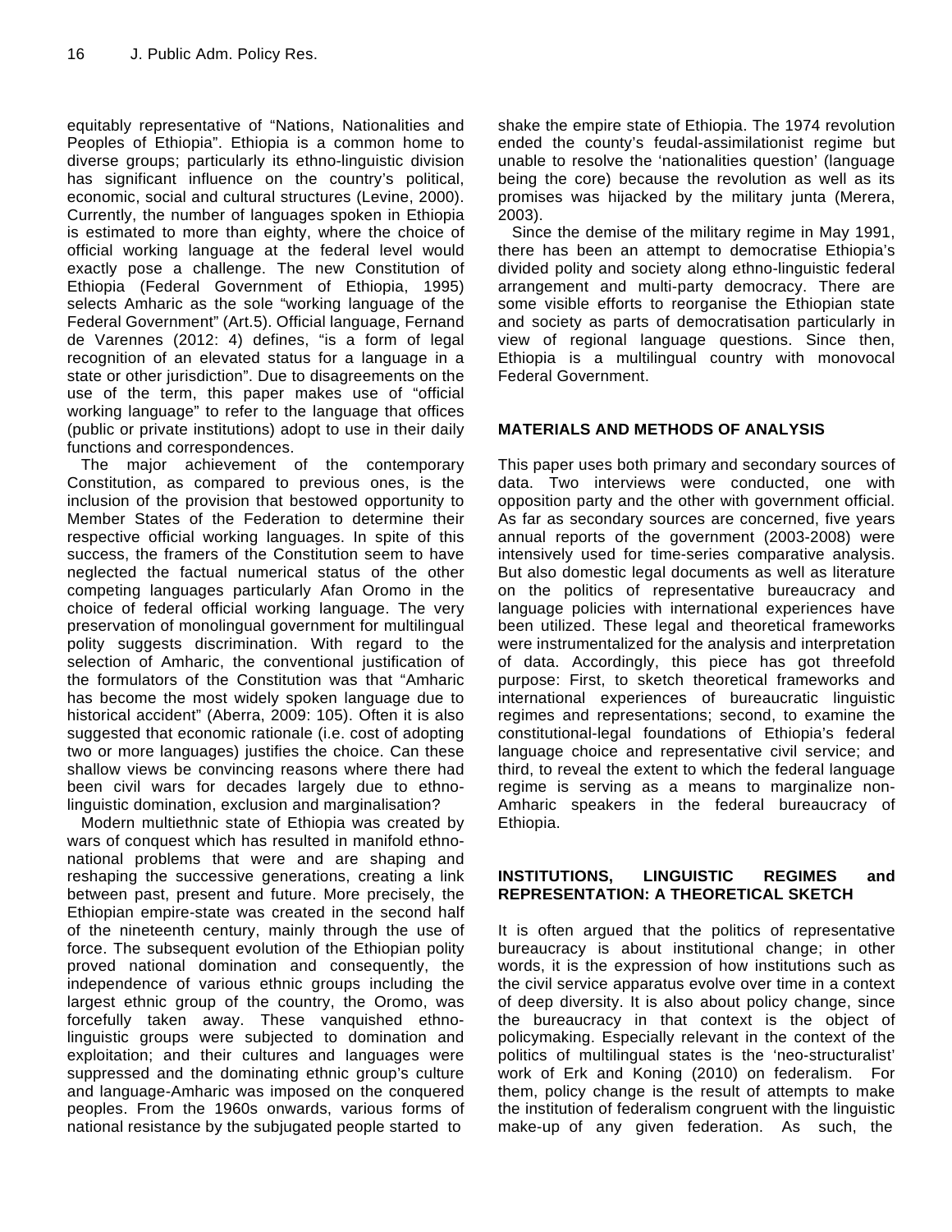equitably representative of "Nations, Nationalities and Peoples of Ethiopia". Ethiopia is a common home to diverse groups; particularly its ethno-linguistic division has significant influence on the country's political, economic, social and cultural structures (Levine, 2000). Currently, the number of languages spoken in Ethiopia is estimated to more than eighty, where the choice of official working language at the federal level would exactly pose a challenge. The new Constitution of Ethiopia (Federal Government of Ethiopia, 1995) selects Amharic as the sole "working language of the Federal Government" (Art.5). Official language, Fernand de Varennes (2012: 4) defines, "is a form of legal recognition of an elevated status for a language in a state or other jurisdiction". Due to disagreements on the use of the term, this paper makes use of "official working language" to refer to the language that offices (public or private institutions) adopt to use in their daily functions and correspondences.

The major achievement of the contemporary Constitution, as compared to previous ones, is the inclusion of the provision that bestowed opportunity to Member States of the Federation to determine their respective official working languages. In spite of this success, the framers of the Constitution seem to have neglected the factual numerical status of the other competing languages particularly Afan Oromo in the choice of federal official working language. The very preservation of monolingual government for multilingual polity suggests discrimination. With regard to the selection of Amharic, the conventional justification of the formulators of the Constitution was that "Amharic has become the most widely spoken language due to historical accident" (Aberra, 2009: 105). Often it is also suggested that economic rationale (i.e. cost of adopting two or more languages) justifies the choice. Can these shallow views be convincing reasons where there had been civil wars for decades largely due to ethno-linguistic domination, exclusion and marginalisation?

Modern multiethnic state of Ethiopia was created by wars of conquest which has resulted in manifold ethno-national problems that were and are shaping and reshaping the successive generations, creating a link between past, present and future. More precisely, the Ethiopian empire-state was created in the second half of the nineteenth century, mainly through the use of force. The subsequent evolution of the Ethiopian polity proved national domination and consequently, the independence of various ethnic groups including the largest ethnic group of the country, the Oromo, was forcefully taken away. These vanquished ethno-linguistic groups were subjected to domination and exploitation; and their cultures and languages were suppressed and the dominating ethnic group's culture and language-Amharic was imposed on the conquered peoples. From the 1960s onwards, various forms of national resistance by the subjugated people started to shake the empire state of Ethiopia. The 1974 revolution ended the county's feudal-assimilationist regime but unable to resolve the 'nationalities question' (language being the core) because the revolution as well as its promises was hijacked by the military junta (Merera, 2003).

Since the demise of the military regime in May 1991, there has been an attempt to democratise Ethiopia's divided polity and society along ethno-linguistic federal arrangement and multi-party democracy. There are some visible efforts to reorganise the Ethiopian state and society as parts of democratisation particularly in view of regional language questions. Since then, Ethiopia is a multilingual country with monovocal Federal Government.

## MATERIALS AND METHODS OF ANALYSIS

This paper uses both primary and secondary sources of data. Two interviews were conducted, one with opposition party and the other with government official. As far as secondary sources are concerned, five years annual reports of the government (2003-2008) were intensively used for time-series comparative analysis. But also domestic legal documents as well as literature on the politics of representative bureaucracy and language policies with international experiences have been utilized. These legal and theoretical frameworks were instrumentalized for the analysis and interpretation of data. Accordingly, this piece has got threefold purpose: First, to sketch theoretical frameworks and international experiences of bureaucratic linguistic regimes and representations; second, to examine the constitutional-legal foundations of Ethiopia's federal language choice and representative civil service; and third, to reveal the extent to which the federal language regime is serving as a means to marginalize non-Amharic speakers in the federal bureaucracy of Ethiopia.

## INSTITUTIONS, LINGUISTIC REGIMES and REPRESENTATION: A THEORETICAL SKETCH

It is often argued that the politics of representative bureaucracy is about institutional change; in other words, it is the expression of how institutions such as the civil service apparatus evolve over time in a context of deep diversity. It is also about policy change, since the bureaucracy in that context is the object of policymaking. Especially relevant in the context of the politics of multilingual states is the 'neo-structuralist' work of Erk and Koning (2010) on federalism. For them, policy change is the result of attempts to make the institution of federalism congruent with the linguistic make-up of any given federation. As such, the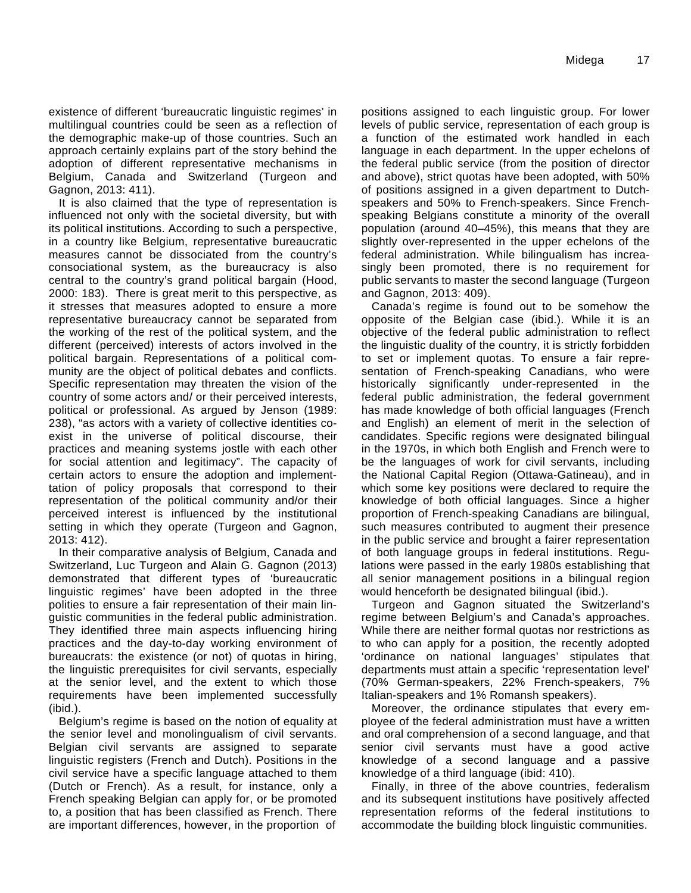existence of different 'bureaucratic linguistic regimes' in multilingual countries could be seen as a reflection of the demographic make-up of those countries. Such an approach certainly explains part of the story behind the adoption of different representative mechanisms in Belgium, Canada and Switzerland (Turgeon and Gagnon, 2013: 411).

It is also claimed that the type of representation is influenced not only with the societal diversity, but with its political institutions. According to such a perspective, in a country like Belgium, representative bureaucratic measures cannot be dissociated from the country's consociational system, as the bureaucracy is also central to the country's grand political bargain (Hood, 2000: 183). There is great merit to this perspective, as it stresses that measures adopted to ensure a more representative bureaucracy cannot be separated from the working of the rest of the political system, and the different (perceived) interests of actors involved in the political bargain. Representations of a political community are the object of political debates and conflicts. Specific representation may threaten the vision of the country of some actors and/ or their perceived interests, political or professional. As argued by Jenson (1989: 238), "as actors with a variety of collective identities co-exist in the universe of political discourse, their practices and meaning systems jostle with each other for social attention and legitimacy". The capacity of certain actors to ensure the adoption and implementtation of policy proposals that correspond to their representation of the political community and/or their perceived interest is influenced by the institutional setting in which they operate (Turgeon and Gagnon, 2013: 412).

In their comparative analysis of Belgium, Canada and Switzerland, Luc Turgeon and Alain G. Gagnon (2013) demonstrated that different types of 'bureaucratic linguistic regimes' have been adopted in the three polities to ensure a fair representation of their main linguistic communities in the federal public administration. They identified three main aspects influencing hiring practices and the day-to-day working environment of bureaucrats: the existence (or not) of quotas in hiring, the linguistic prerequisites for civil servants, especially at the senior level, and the extent to which those requirements have been implemented successfully (ibid.).

Belgium's regime is based on the notion of equality at the senior level and monolingualism of civil servants. Belgian civil servants are assigned to separate linguistic registers (French and Dutch). Positions in the civil service have a specific language attached to them (Dutch or French). As a result, for instance, only a French speaking Belgian can apply for, or be promoted to, a position that has been classified as French. There are important differences, however, in the proportion of positions assigned to each linguistic group. For lower levels of public service, representation of each group is a function of the estimated work handled in each language in each department. In the upper echelons of the federal public service (from the position of director and above), strict quotas have been adopted, with 50% of positions assigned in a given department to Dutch-speakers and 50% to French-speakers. Since French-speaking Belgians constitute a minority of the overall population (around 40–45%), this means that they are slightly over-represented in the upper echelons of the federal administration. While bilingualism has increasingly been promoted, there is no requirement for public servants to master the second language (Turgeon and Gagnon, 2013: 409).

Canada's regime is found out to be somehow the opposite of the Belgian case (ibid.). While it is an objective of the federal public administration to reflect the linguistic duality of the country, it is strictly forbidden to set or implement quotas. To ensure a fair representation of French-speaking Canadians, who were historically significantly under-represented in the federal public administration, the federal government has made knowledge of both official languages (French and English) an element of merit in the selection of candidates. Specific regions were designated bilingual in the 1970s, in which both English and French were to be the languages of work for civil servants, including the National Capital Region (Ottawa-Gatineau), and in which some key positions were declared to require the knowledge of both official languages. Since a higher proportion of French-speaking Canadians are bilingual, such measures contributed to augment their presence in the public service and brought a fairer representation of both language groups in federal institutions. Regulations were passed in the early 1980s establishing that all senior management positions in a bilingual region would henceforth be designated bilingual (ibid.).

Turgeon and Gagnon situated the Switzerland's regime between Belgium's and Canada's approaches. While there are neither formal quotas nor restrictions as to who can apply for a position, the recently adopted 'ordinance on national languages' stipulates that departments must attain a specific 'representation level' (70% German-speakers, 22% French-speakers, 7% Italian-speakers and 1% Romansh speakers).

Moreover, the ordinance stipulates that every employee of the federal administration must have a written and oral comprehension of a second language, and that senior civil servants must have a good active knowledge of a second language and a passive knowledge of a third language (ibid: 410).

Finally, in three of the above countries, federalism and its subsequent institutions have positively affected representation reforms of the federal institutions to accommodate the building block linguistic communities.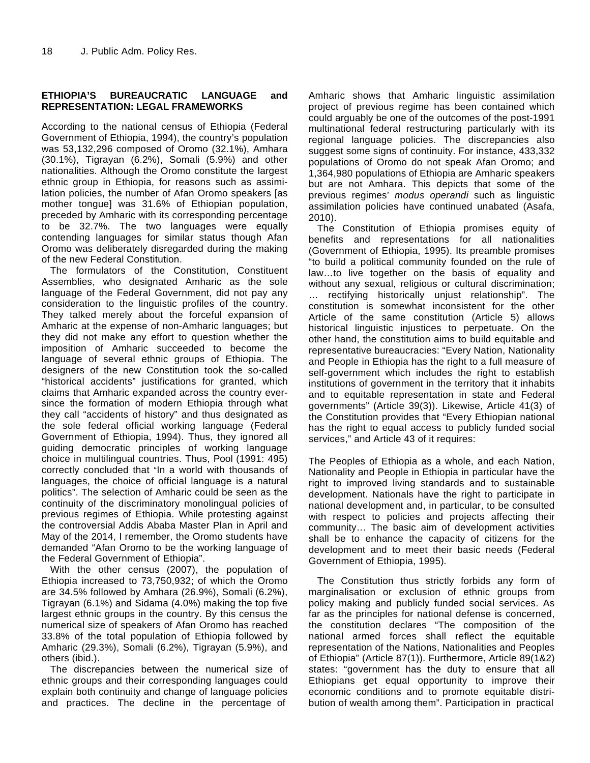### ETHIOPIA'S BUREAUCRATIC LANGUAGE and REPRESENTATION: LEGAL FRAMEWORKS

According to the national census of Ethiopia (Federal Government of Ethiopia, 1994), the country's population was 53,132,296 composed of Oromo (32.1%), Amhara (30.1%), Tigrayan (6.2%), Somali (5.9%) and other nationalities. Although the Oromo constitute the largest ethnic group in Ethiopia, for reasons such as assimilation policies, the number of Afan Oromo speakers [as mother tongue] was 31.6% of Ethiopian population, preceded by Amharic with its corresponding percentage to be 32.7%. The two languages were equally contending languages for similar status though Afan Oromo was deliberately disregarded during the making of the new Federal Constitution.

The formulators of the Constitution, Constituent Assemblies, who designated Amharic as the sole language of the Federal Government, did not pay any consideration to the linguistic profiles of the country. They talked merely about the forceful expansion of Amharic at the expense of non-Amharic languages; but they did not make any effort to question whether the imposition of Amharic succeeded to become the language of several ethnic groups of Ethiopia. The designers of the new Constitution took the so-called "historical accidents" justifications for granted, which claims that Amharic expanded across the country ever-since the formation of modern Ethiopia through what they call "accidents of history" and thus designated as the sole federal official working language (Federal Government of Ethiopia, 1994). Thus, they ignored all guiding democratic principles of working language choice in multilingual countries. Thus, Pool (1991: 495) correctly concluded that "In a world with thousands of languages, the choice of official language is a natural politics". The selection of Amharic could be seen as the continuity of the discriminatory monolingual policies of previous regimes of Ethiopia. While protesting against the controversial Addis Ababa Master Plan in April and May of the 2014, I remember, the Oromo students have demanded "Afan Oromo to be the working language of the Federal Government of Ethiopia".

With the other census (2007), the population of Ethiopia increased to 73,750,932; of which the Oromo are 34.5% followed by Amhara (26.9%), Somali (6.2%), Tigrayan (6.1%) and Sidama (4.0%) making the top five largest ethnic groups in the country. By this census the numerical size of speakers of Afan Oromo has reached 33.8% of the total population of Ethiopia followed by Amharic (29.3%), Somali (6.2%), Tigrayan (5.9%), and others (ibid.).

The discrepancies between the numerical size of ethnic groups and their corresponding languages could explain both continuity and change of language policies and practices. The decline in the percentage of Amharic shows that Amharic linguistic assimilation project of previous regime has been contained which could arguably be one of the outcomes of the post-1991 multinational federal restructuring particularly with its regional language policies. The discrepancies also suggest some signs of continuity. For instance, 433,332 populations of Oromo do not speak Afan Oromo; and 1,364,980 populations of Ethiopia are Amharic speakers but are not Amhara. This depicts that some of the previous regimes' *modus operandi* such as linguistic assimilation policies have continued unabated (Asafa, 2010).

The Constitution of Ethiopia promises equity of benefits and representations for all nationalities (Government of Ethiopia, 1995). Its preamble promises "to build a political community founded on the rule of law…to live together on the basis of equality and without any sexual, religious or cultural discrimination; … rectifying historically unjust relationship". The constitution is somewhat inconsistent for the other Article of the same constitution (Article 5) allows historical linguistic injustices to perpetuate. On the other hand, the constitution aims to build equitable and representative bureaucracies: "Every Nation, Nationality and People in Ethiopia has the right to a full measure of self-government which includes the right to establish institutions of government in the territory that it inhabits and to equitable representation in state and Federal governments" (Article 39(3)). Likewise, Article 41(3) of the Constitution provides that "Every Ethiopian national has the right to equal access to publicly funded social services," and Article 43 of it requires:

The Peoples of Ethiopia as a whole, and each Nation, Nationality and People in Ethiopia in particular have the right to improved living standards and to sustainable development. Nationals have the right to participate in national development and, in particular, to be consulted with respect to policies and projects affecting their community… The basic aim of development activities shall be to enhance the capacity of citizens for the development and to meet their basic needs (Federal Government of Ethiopia, 1995).

The Constitution thus strictly forbids any form of marginalisation or exclusion of ethnic groups from policy making and publicly funded social services. As far as the principles for national defense is concerned, the constitution declares "The composition of the national armed forces shall reflect the equitable representation of the Nations, Nationalities and Peoples of Ethiopia" (Article 87(1)). Furthermore, Article 89(1&2) states: "government has the duty to ensure that all Ethiopians get equal opportunity to improve their economic conditions and to promote equitable distribution of wealth among them". Participation in practical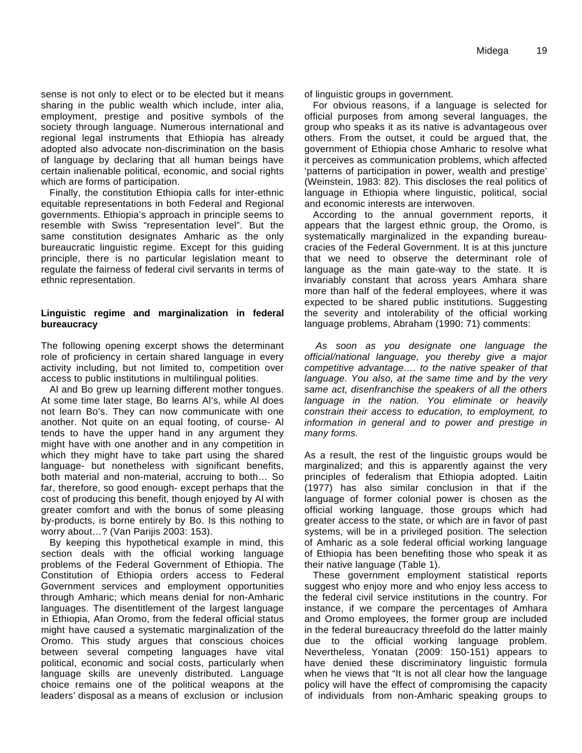sense is not only to elect or to be elected but it means sharing in the public wealth which include, inter alia, employment, prestige and positive symbols of the society through language. Numerous international and regional legal instruments that Ethiopia has already adopted also advocate non-discrimination on the basis of language by declaring that all human beings have certain inalienable political, economic, and social rights which are forms of participation.

Finally, the constitution Ethiopia calls for inter-ethnic equitable representations in both Federal and Regional governments. Ethiopia's approach in principle seems to resemble with Swiss "representation level". But the same constitution designates Amharic as the only bureaucratic linguistic regime. Except for this guiding principle, there is no particular legislation meant to regulate the fairness of federal civil servants in terms of ethnic representation.

**Linguistic regime and marginalization in federal bureaucracy**

The following opening excerpt shows the determinant role of proficiency in certain shared language in every activity including, but not limited to, competition over access to public institutions in multilingual polities.

Al and Bo grew up learning different mother tongues. At some time later stage, Bo learns Al's, while Al does not learn Bo's. They can now communicate with one another. Not quite on an equal footing, of course- Al tends to have the upper hand in any argument they might have with one another and in any competition in which they might have to take part using the shared language- but nonetheless with significant benefits, both material and non-material, accruing to both… So far, therefore, so good enough- except perhaps that the cost of producing this benefit, though enjoyed by Al with greater comfort and with the bonus of some pleasing by-products, is borne entirely by Bo. Is this nothing to worry about…? (Van Parijis 2003: 153).

By keeping this hypothetical example in mind, this section deals with the official working language problems of the Federal Government of Ethiopia. The Constitution of Ethiopia orders access to Federal Government services and employment opportunities through Amharic; which means denial for non-Amharic languages. The disentitlement of the largest language in Ethiopia, Afan Oromo, from the federal official status might have caused a systematic marginalization of the Oromo. This study argues that conscious choices between several competing languages have vital political, economic and social costs, particularly when language skills are unevenly distributed. Language choice remains one of the political weapons at the leaders' disposal as a means of exclusion or inclusion of linguistic groups in government.

For obvious reasons, if a language is selected for official purposes from among several languages, the group who speaks it as its native is advantageous over others. From the outset, it could be argued that, the government of Ethiopia chose Amharic to resolve what it perceives as communication problems, which affected 'patterns of participation in power, wealth and prestige' (Weinstein, 1983: 82). This discloses the real politics of language in Ethiopia where linguistic, political, social and economic interests are interwoven.

According to the annual government reports, it appears that the largest ethnic group, the Oromo, is systematically marginalized in the expanding bureaucracies of the Federal Government. It is at this juncture that we need to observe the determinant role of language as the main gate-way to the state. It is invariably constant that across years Amhara share more than half of the federal employees, where it was expected to be shared public institutions. Suggesting the severity and intolerability of the official working language problems, Abraham (1990: 71) comments:

*As soon as you designate one language the official/national language, you thereby give a major competitive advantage…. to the native speaker of that language. You also, at the same time and by the very same act, disenfranchise the speakers of all the others language in the nation. You eliminate or heavily constrain their access to education, to employment, to information in general and to power and prestige in many forms.*

As a result, the rest of the linguistic groups would be marginalized; and this is apparently against the very principles of federalism that Ethiopia adopted. Laitin (1977) has also similar conclusion in that if the language of former colonial power is chosen as the official working language, those groups which had greater access to the state, or which are in favor of past systems, will be in a privileged position. The selection of Amharic as a sole federal official working language of Ethiopia has been benefiting those who speak it as their native language (Table 1).

These government employment statistical reports suggest who enjoy more and who enjoy less access to the federal civil service institutions in the country. For instance, if we compare the percentages of Amhara and Oromo employees, the former group are included in the federal bureaucracy threefold do the latter mainly due to the official working language problem. Nevertheless, Yonatan (2009: 150-151) appears to have denied these discriminatory linguistic formula when he views that "It is not all clear how the language policy will have the effect of compromising the capacity of individuals from non-Amharic speaking groups to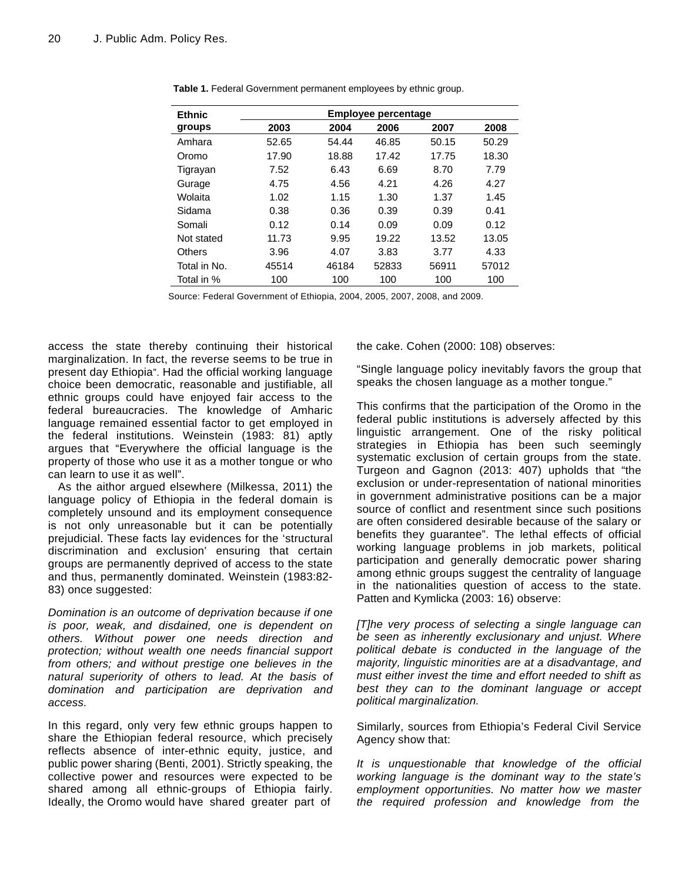**Table 1.** Federal Government permanent employees by ethnic group.

| Ethnic groups | Employee percentage | | | | |
|---|---|---|---|---|---|
| | 2003 | 2004 | 2006 | 2007 | 2008 |
| Amhara | 52.65 | 54.44 | 46.85 | 50.15 | 50.29 |
| Oromo | 17.90 | 18.88 | 17.42 | 17.75 | 18.30 |
| Tigrayan | 7.52 | 6.43 | 6.69 | 8.70 | 7.79 |
| Gurage | 4.75 | 4.56 | 4.21 | 4.26 | 4.27 |
| Wolaita | 1.02 | 1.15 | 1.30 | 1.37 | 1.45 |
| Sidama | 0.38 | 0.36 | 0.39 | 0.39 | 0.41 |
| Somali | 0.12 | 0.14 | 0.09 | 0.09 | 0.12 |
| Not stated | 11.73 | 9.95 | 19.22 | 13.52 | 13.05 |
| Others | 3.96 | 4.07 | 3.83 | 3.77 | 4.33 |
| Total in No. | 45514 | 46184 | 52833 | 56911 | 57012 |
| Total in % | 100 | 100 | 100 | 100 | 100 |

Source: Federal Government of Ethiopia, 2004, 2005, 2007, 2008, and 2009.

access the state thereby continuing their historical marginalization. In fact, the reverse seems to be true in present day Ethiopia". Had the official working language choice been democratic, reasonable and justifiable, all ethnic groups could have enjoyed fair access to the federal bureaucracies. The knowledge of Amharic language remained essential factor to get employed in the federal institutions. Weinstein (1983: 81) aptly argues that "Everywhere the official language is the property of those who use it as a mother tongue or who can learn to use it as well".

As the aithor argued elsewhere (Milkessa, 2011) the language policy of Ethiopia in the federal domain is completely unsound and its employment consequence is not only unreasonable but it can be potentially prejudicial. These facts lay evidences for the 'structural discrimination and exclusion' ensuring that certain groups are permanently deprived of access to the state and thus, permanently dominated. Weinstein (1983:82-83) once suggested:

*Domination is an outcome of deprivation because if one is poor, weak, and disdained, one is dependent on others. Without power one needs direction and protection; without wealth one needs financial support from others; and without prestige one believes in the natural superiority of others to lead. At the basis of domination and participation are deprivation and access.*

In this regard, only very few ethnic groups happen to share the Ethiopian federal resource, which precisely reflects absence of inter-ethnic equity, justice, and public power sharing (Benti, 2001). Strictly speaking, the collective power and resources were expected to be shared among all ethnic-groups of Ethiopia fairly. Ideally, the Oromo would have shared greater part of the cake. Cohen (2000: 108) observes:

"Single language policy inevitably favors the group that speaks the chosen language as a mother tongue."

This confirms that the participation of the Oromo in the federal public institutions is adversely affected by this linguistic arrangement. One of the risky political strategies in Ethiopia has been such seemingly systematic exclusion of certain groups from the state. Turgeon and Gagnon (2013: 407) upholds that "the exclusion or under-representation of national minorities in government administrative positions can be a major source of conflict and resentment since such positions are often considered desirable because of the salary or benefits they guarantee". The lethal effects of official working language problems in job markets, political participation and generally democratic power sharing among ethnic groups suggest the centrality of language in the nationalities question of access to the state. Patten and Kymlicka (2003: 16) observe:

*[T]he very process of selecting a single language can be seen as inherently exclusionary and unjust. Where political debate is conducted in the language of the majority, linguistic minorities are at a disadvantage, and must either invest the time and effort needed to shift as best they can to the dominant language or accept political marginalization.*

Similarly, sources from Ethiopia's Federal Civil Service Agency show that:

*It is unquestionable that knowledge of the official working language is the dominant way to the state's employment opportunities. No matter how we master the required profession and knowledge from the*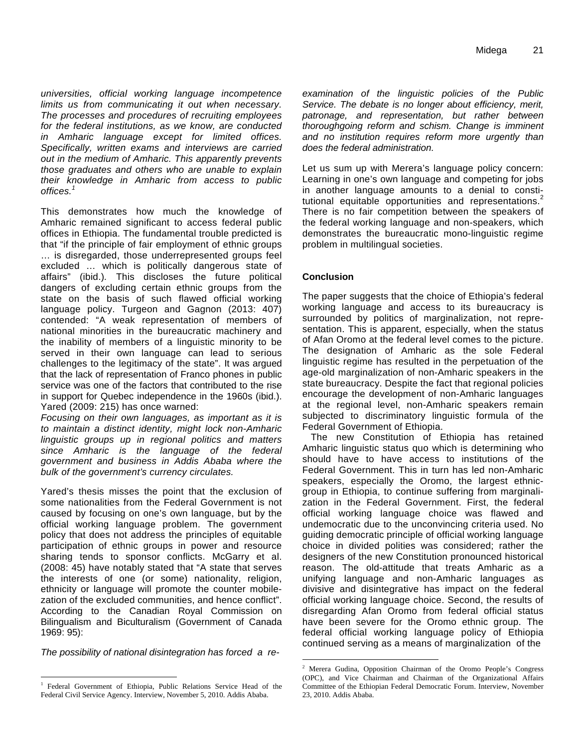*universities, official working language incompetence limits us from communicating it out when necessary. The processes and procedures of recruiting employees for the federal institutions, as we know, are conducted in Amharic language except for limited offices. Specifically, written exams and interviews are carried out in the medium of Amharic. This apparently prevents those graduates and others who are unable to explain their knowledge in Amharic from access to public offices.*[1]

This demonstrates how much the knowledge of Amharic remained significant to access federal public offices in Ethiopia. The fundamental trouble predicted is that "if the principle of fair employment of ethnic groups … is disregarded, those underrepresented groups feel excluded … which is politically dangerous state of affairs" (ibid.). This discloses the future political dangers of excluding certain ethnic groups from the state on the basis of such flawed official working language policy. Turgeon and Gagnon (2013: 407) contended: "A weak representation of members of national minorities in the bureaucratic machinery and the inability of members of a linguistic minority to be served in their own language can lead to serious challenges to the legitimacy of the state". It was argued that the lack of representation of Franco phones in public service was one of the factors that contributed to the rise in support for Quebec independence in the 1960s (ibid.). Yared (2009: 215) has once warned:

*Focusing on their own languages, as important as it is to maintain a distinct identity, might lock non-Amharic linguistic groups up in regional politics and matters since Amharic is the language of the federal government and business in Addis Ababa where the bulk of the government's currency circulates.*

Yared's thesis misses the point that the exclusion of some nationalities from the Federal Government is not caused by focusing on one's own language, but by the official working language problem. The government policy that does not address the principles of equitable participation of ethnic groups in power and resource sharing tends to sponsor conflicts. McGarry et al. (2008: 45) have notably stated that "A state that serves the interests of one (or some) nationality, religion, ethnicity or language will promote the counter mobilezation of the excluded communities, and hence conflict". According to the Canadian Royal Commission on Bilingualism and Biculturalism (Government of Canada 1969: 95):

*The possibility of national disintegration has forced a re-examination of the linguistic policies of the Public Service. The debate is no longer about efficiency, merit, patronage, and representation, but rather between thoroughgoing reform and schism. Change is imminent and no institution requires reform more urgently than does the federal administration.*

Let us sum up with Merera's language policy concern: Learning in one's own language and competing for jobs in another language amounts to a denial to constitutional equitable opportunities and representations.[2] There is no fair competition between the speakers of the federal working language and non-speakers, which demonstrates the bureaucratic mono-linguistic regime problem in multilingual societies.

## Conclusion

The paper suggests that the choice of Ethiopia's federal working language and access to its bureaucracy is surrounded by politics of marginalization, not representation. This is apparent, especially, when the status of Afan Oromo at the federal level comes to the picture. The designation of Amharic as the sole Federal linguistic regime has resulted in the perpetuation of the age-old marginalization of non-Amharic speakers in the state bureaucracy. Despite the fact that regional policies encourage the development of non-Amharic languages at the regional level, non-Amharic speakers remain subjected to discriminatory linguistic formula of the Federal Government of Ethiopia.

The new Constitution of Ethiopia has retained Amharic linguistic status quo which is determining who should have to have access to institutions of the Federal Government. This in turn has led non-Amharic speakers, especially the Oromo, the largest ethnic-group in Ethiopia, to continue suffering from marginalization in the Federal Government. First, the federal official working language choice was flawed and undemocratic due to the unconvincing criteria used. No guiding democratic principle of official working language choice in divided polities was considered; rather the designers of the new Constitution pronounced historical reason. The old-attitude that treats Amharic as a unifying language and non-Amharic languages as divisive and disintegrative has impact on the federal official working language choice. Second, the results of disregarding Afan Oromo from federal official status have been severe for the Oromo ethnic group. The federal official working language policy of Ethiopia continued serving as a means of marginalization of the

---

[1] Federal Government of Ethiopia, Public Relations Service Head of the Federal Civil Service Agency. Interview, November 5, 2010. Addis Ababa.

[2] Merera Gudina, Opposition Chairman of the Oromo People's Congress (OPC), and Vice Chairman and Chairman of the Organizational Affairs Committee of the Ethiopian Federal Democratic Forum. Interview, November 23, 2010. Addis Ababa.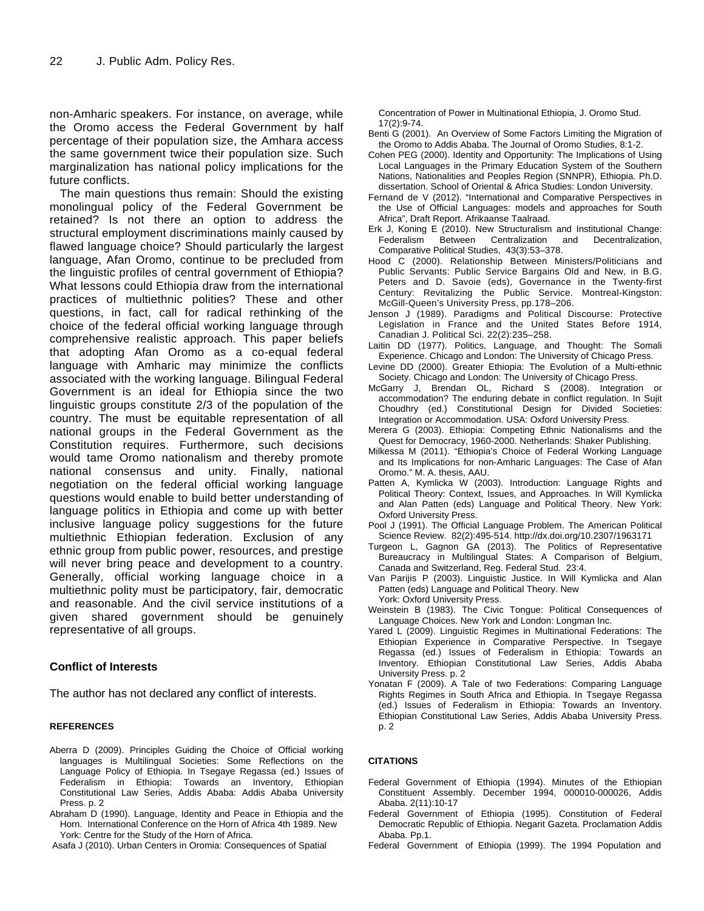non-Amharic speakers. For instance, on average, while the Oromo access the Federal Government by half percentage of their population size, the Amhara access the same government twice their population size. Such marginalization has national policy implications for the future conflicts.

The main questions thus remain: Should the existing monolingual policy of the Federal Government be retained? Is not there an option to address the structural employment discriminations mainly caused by flawed language choice? Should particularly the largest language, Afan Oromo, continue to be precluded from the linguistic profiles of central government of Ethiopia? What lessons could Ethiopia draw from the international practices of multiethnic polities? These and other questions, in fact, call for radical rethinking of the choice of the federal official working language through comprehensive realistic approach. This paper beliefs that adopting Afan Oromo as a co-equal federal language with Amharic may minimize the conflicts associated with the working language. Bilingual Federal Government is an ideal for Ethiopia since the two linguistic groups constitute 2/3 of the population of the country. The must be equitable representation of all national groups in the Federal Government as the Constitution requires. Furthermore, such decisions would tame Oromo nationalism and thereby promote national consensus and unity. Finally, national negotiation on the federal official working language questions would enable to build better understanding of language politics in Ethiopia and come up with better inclusive language policy suggestions for the future multiethnic Ethiopian federation. Exclusion of any ethnic group from public power, resources, and prestige will never bring peace and development to a country. Generally, official working language choice in a multiethnic polity must be participatory, fair, democratic and reasonable. And the civil service institutions of a given shared government should be genuinely representative of all groups.

## Conflict of Interests

The author has not declared any conflict of interests.

## REFERENCES

Aberra D (2009). Principles Guiding the Choice of Official working languages is Multilingual Societies: Some Reflections on the Language Policy of Ethiopia. In Tsegaye Regassa (ed.) Issues of Federalism in Ethiopia: Towards an Inventory, Ethiopian Constitutional Law Series, Addis Ababa: Addis Ababa University Press. p. 2

Abraham D (1990). Language, Identity and Peace in Ethiopia and the Horn. International Conference on the Horn of Africa 4th 1989. New York: Centre for the Study of the Horn of Africa.

Asafa J (2010). Urban Centers in Oromia: Consequences of Spatial Concentration of Power in Multinational Ethiopia, J. Oromo Stud. 17(2):9-74.

Benti G (2001). An Overview of Some Factors Limiting the Migration of the Oromo to Addis Ababa. The Journal of Oromo Studies, 8:1-2.

Cohen PEG (2000). Identity and Opportunity: The Implications of Using Local Languages in the Primary Education System of the Southern Nations, Nationalities and Peoples Region (SNNPR), Ethiopia. Ph.D. dissertation. School of Oriental & Africa Studies: London University.

Fernand de V (2012). "International and Comparative Perspectives in the Use of Official Languages: models and approaches for South Africa", Draft Report. Afrikaanse Taalraad.

Erk J, Koning E (2010). New Structuralism and Institutional Change: Federalism Between Centralization and Decentralization, Comparative Political Studies, 43(3):53–378.

Hood C (2000). Relationship Between Ministers/Politicians and Public Servants: Public Service Bargains Old and New, in B.G. Peters and D. Savoie (eds), Governance in the Twenty-first Century: Revitalizing the Public Service. Montreal-Kingston: McGill-Queen's University Press, pp.178–206.

Jenson J (1989). Paradigms and Political Discourse: Protective Legislation in France and the United States Before 1914, Canadian J. Political Sci. 22(2):235–258.

Laitin DD (1977). Politics, Language, and Thought: The Somali Experience. Chicago and London: The University of Chicago Press.

Levine DD (2000). Greater Ethiopia: The Evolution of a Multi-ethnic Society. Chicago and London: The University of Chicago Press.

McGarry J, Brendan OL, Richard S (2008). Integration or accommodation? The enduring debate in conflict regulation. In Sujit Choudhry (ed.) Constitutional Design for Divided Societies: Integration or Accommodation. USA: Oxford University Press.

Merera G (2003). Ethiopia: Competing Ethnic Nationalisms and the Quest for Democracy, 1960-2000. Netherlands: Shaker Publishing.

Milkessa M (2011). "Ethiopia's Choice of Federal Working Language and Its Implications for non-Amharic Languages: The Case of Afan Oromo." M. A. thesis, AAU.

Patten A, Kymlicka W (2003). Introduction: Language Rights and Political Theory: Context, Issues, and Approaches. In Will Kymlicka and Alan Patten (eds) Language and Political Theory. New York: Oxford University Press.

Pool J (1991). The Official Language Problem. The American Political Science Review. 82(2):495-514. http://dx.doi.org/10.2307/1963171

Turgeon L, Gagnon GA (2013). The Politics of Representative Bureaucracy in Multilingual States: A Comparison of Belgium, Canada and Switzerland, Reg. Federal Stud. 23:4.

Van Parijis P (2003). Linguistic Justice. In Will Kymlicka and Alan Patten (eds) Language and Political Theory. New York: Oxford University Press.

Weinstein B (1983). The Civic Tongue: Political Consequences of Language Choices. New York and London: Longman Inc.

Yared L (2009). Linguistic Regimes in Multinational Federations: The Ethiopian Experience in Comparative Perspective. In Tsegaye Regassa (ed.) Issues of Federalism in Ethiopia: Towards an Inventory. Ethiopian Constitutional Law Series, Addis Ababa University Press. p. 2

Yonatan F (2009). A Tale of two Federations: Comparing Language Rights Regimes in South Africa and Ethiopia. In Tsegaye Regassa (ed.) Issues of Federalism in Ethiopia: Towards an Inventory. Ethiopian Constitutional Law Series, Addis Ababa University Press. p. 2

## CITATIONS

Federal Government of Ethiopia (1994). Minutes of the Ethiopian Constituent Assembly. December 1994, 000010-000026, Addis Ababa. 2(11):10-17

Federal Government of Ethiopia (1995). Constitution of Federal Democratic Republic of Ethiopia. Negarit Gazeta. Proclamation Addis Ababa. Pp.1.

Federal Government of Ethiopia (1999). The 1994 Population and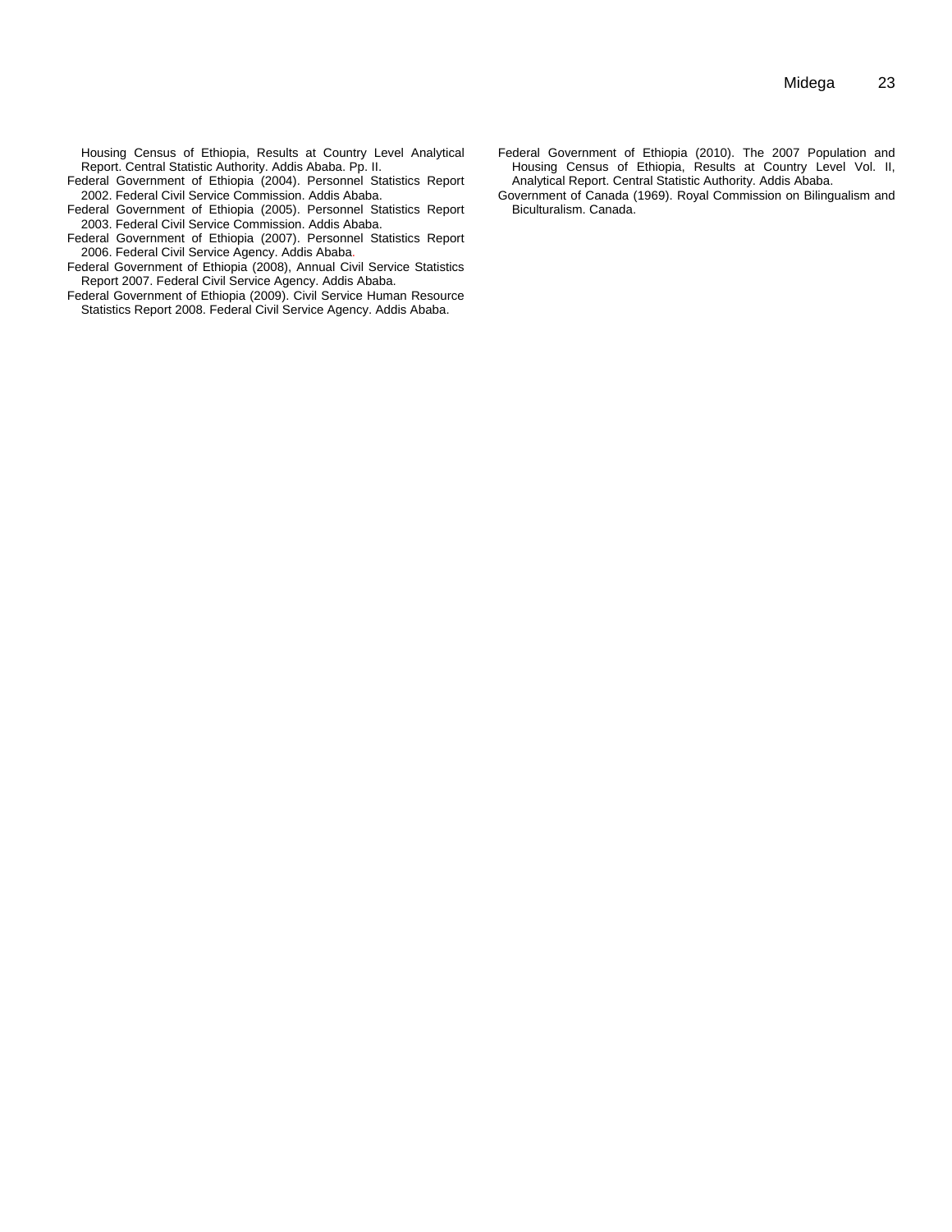Housing Census of Ethiopia, Results at Country Level Analytical Report. Central Statistic Authority. Addis Ababa. Pp. II.

Federal Government of Ethiopia (2004). Personnel Statistics Report 2002. Federal Civil Service Commission. Addis Ababa.

Federal Government of Ethiopia (2005). Personnel Statistics Report 2003. Federal Civil Service Commission. Addis Ababa.

Federal Government of Ethiopia (2007). Personnel Statistics Report 2006. Federal Civil Service Agency. Addis Ababa.

Federal Government of Ethiopia (2008), Annual Civil Service Statistics Report 2007. Federal Civil Service Agency. Addis Ababa.

Federal Government of Ethiopia (2009). Civil Service Human Resource Statistics Report 2008. Federal Civil Service Agency. Addis Ababa.

Federal Government of Ethiopia (2010). The 2007 Population and Housing Census of Ethiopia, Results at Country Level Vol. II, Analytical Report. Central Statistic Authority. Addis Ababa.

Government of Canada (1969). Royal Commission on Bilingualism and Biculturalism. Canada.